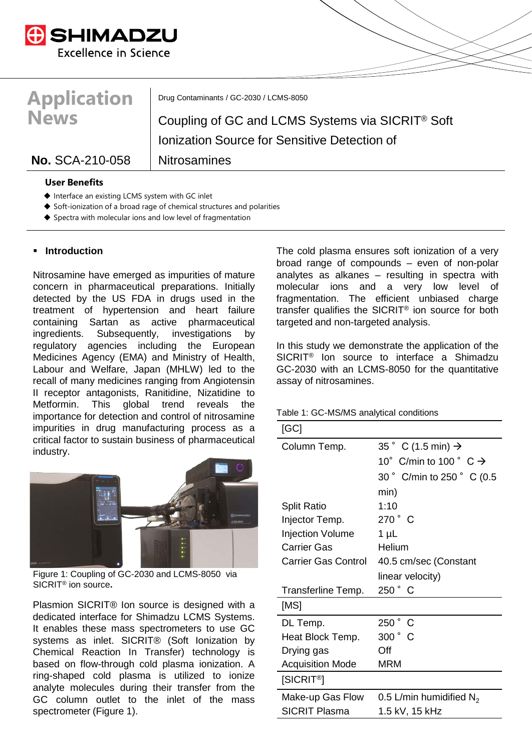# Application News

**No.** SCA-210-058

Drug Contaminants / GC-2030 / LCMS-8050

## Coupling of GC and LCMS Systems via SICRIT® Soft Ionization Source for Sensitive Detection of Nitrosamines

**User Benefits**

- Interface an existing LCMS system with GC inlet
- Soft-ionization of a broad rage of chemical structures and polarities
- Spectra with molecular ions and low level of fragmentation

### Introduction

Nitrosamine have emerged as impurities of mature concern in pharmaceutical preparations. Initially detected by the US FDA in drugs used in the treatment of hypertension and heart failure containing Sartan as active pharmaceutical ingredients. Subsequently, investigations by regulatory agencies including the European Medicines Agency (EMA) and Ministry of Health, Labour and Welfare, Japan (MHLW) led to the recall of many medicines ranging from Angiotensin II receptor antagonists, Ranitidine, Nizatidine to Metformin. This global trend reveals the importance for detection and control of nitrosamine impurities in drug manufacturing process as a critical factor to sustain business of pharmaceutical industry.

Figure 1: Coupling of GC-2030 and LCMS-8050 via SICRIT® ion source.

Plasmion SICRIT® Ion source is designed with a dedicated interface for Shimadzu LCMS Systems. It enables these mass spectrometers to use GC systems as inlet. SICRIT® (Soft Ionization by Chemical Reaction In Transfer) technology is based on flow-through cold plasma ionization. A ring-shaped cold plasma is utilized to ionize analyte molecules during their transfer from the GC column outlet to the inlet of the mass spectrometer (Figure 1).

The cold plasma ensures soft ionization of a very broad range of compounds – even of non-polar analytes as alkanes – resulting in spectra with molecular ions and a very low level of fragmentation. The efficient unbiased charge transfer qualifies the SICRIT® ion source for both targeted and non-targeted analysis.

In this study we demonstrate the application of the SICRIT® Ion source to interface a Shimadzu GC-2030 with an LCMS-8050 for the quantitative assay of nitrosamines.

Table 1: GC-MS/MS analytical conditions

| [GC] | |
|---|---|
| Column Temp. | 35 ° C (1.5 min) → 10° C/min to 100 ° C → 30 ° C/min to 250 ° C (0.5 min) |
| Split Ratio | 1:10 |
| Injector Temp. | 270 ° C |
| Injection Volume | 1 µL |
| Carrier Gas | Helium |
| Carrier Gas Control | 40.5 cm/sec (Constant linear velocity) |
| Transferline Temp. | 250 ° C |
| **[MS]** | |
| DL Temp. | 250 ° C |
| Heat Block Temp. | 300 ° C |
| Drying gas | Off |
| Acquisition Mode | MRM |
| **[SICRIT®]** | |
| Make-up Gas Flow | 0.5 L/min humidified $N_2$ |
| SICRIT Plasma | 1.5 kV, 15 kHz |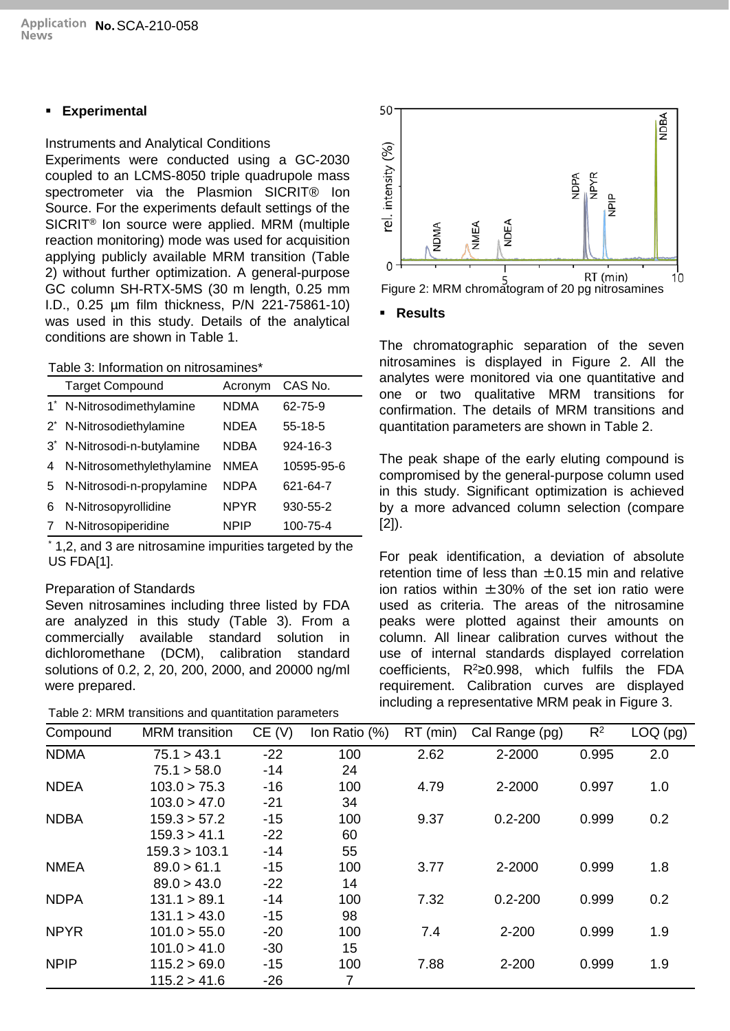## Experimental

Instruments and Analytical Conditions

Experiments were conducted using a GC-2030 coupled to an LCMS-8050 triple quadrupole mass spectrometer via the Plasmion SICRIT® Ion Source. For the experiments default settings of the SICRIT® Ion source were applied. MRM (multiple reaction monitoring) mode was used for acquisition applying publicly available MRM transition (Table 2) without further optimization. A general-purpose GC column SH-RTX-5MS (30 m length, 0.25 mm I.D., 0.25 µm film thickness, P/N 221-75861-10) was used in this study. Details of the analytical conditions are shown in Table 1.

Table 3: Information on nitrosamines*

| | Target Compound | Acronym | CAS No. |
|---|---|---|---|
| 1* | N-Nitrosodimethylamine | NDMA | 62-75-9 |
| 2* | N-Nitrosodiethylamine | NDEA | 55-18-5 |
| 3* | N-Nitrosodi-n-butylamine | NDBA | 924-16-3 |
| 4 | N-Nitrosomethylethylamine | NMEA | 10595-95-6 |
| 5 | N-Nitrosodi-n-propylamine | NDPA | 621-64-7 |
| 6 | N-Nitrosopyrollidine | NPYR | 930-55-2 |
| 7 | N-Nitrosopiperidine | NPIP | 100-75-4 |

* 1,2, and 3 are nitrosamine impurities targeted by the US FDA[1].

Preparation of Standards

Seven nitrosamines including three listed by FDA are analyzed in this study (Table 3). From a commercially available standard solution in dichloromethane (DCM), calibration standard solutions of 0.2, 2, 20, 200, 2000, and 20000 ng/ml were prepared.

Figure 2: MRM chromatogram of 20 pg nitrosamines

## Results

The chromatographic separation of the seven nitrosamines is displayed in Figure 2. All the analytes were monitored via one quantitative and one or two qualitative MRM transitions for confirmation. The details of MRM transitions and quantitation parameters are shown in Table 2.

The peak shape of the early eluting compound is compromised by the general-purpose column used in this study. Significant optimization is achieved by a more advanced column selection (compare [2]).

For peak identification, a deviation of absolute retention time of less than ±0.15 min and relative ion ratios within ±30% of the set ion ratio were used as criteria. The areas of the nitrosamine peaks were plotted against their amounts on column. All linear calibration curves without the use of internal standards displayed correlation coefficients, $R^2 \geq 0.998$, which fulfils the FDA requirement. Calibration curves are displayed including a representative MRM peak in Figure 3.

Table 2: MRM transitions and quantitation parameters

| Compound | MRM transition | CE (V) | Ion Ratio (%) | RT (min) | Cal Range (pg) | $R^2$ | LOQ (pg) |
|---|---|---|---|---|---|---|---|
| NDMA | 75.1 > 43.1 | -22 | 100 | 2.62 | 2-2000 | 0.995 | 2.0 |
| | 75.1 > 58.0 | -14 | 24 | | | | |
| NDEA | 103.0 > 75.3 | -16 | 100 | 4.79 | 2-2000 | 0.997 | 1.0 |
| | 103.0 > 47.0 | -21 | 34 | | | | |
| NDBA | 159.3 > 57.2 | -15 | 100 | 9.37 | 0.2-200 | 0.999 | 0.2 |
| | 159.3 > 41.1 | -22 | 60 | | | | |
| | 159.3 > 103.1 | -14 | 55 | | | | |
| NMEA | 89.0 > 61.1 | -15 | 100 | 3.77 | 2-2000 | 0.999 | 1.8 |
| | 89.0 > 43.0 | -22 | 14 | | | | |
| NDPA | 131.1 > 89.1 | -14 | 100 | 7.32 | 0.2-200 | 0.999 | 0.2 |
| | 131.1 > 43.0 | -15 | 98 | | | | |
| NPYR | 101.0 > 55.0 | -20 | 100 | 7.4 | 2-200 | 0.999 | 1.9 |
| | 101.0 > 41.0 | -30 | 15 | | | | |
| NPIP | 115.2 > 69.0 | -15 | 100 | 7.88 | 2-200 | 0.999 | 1.9 |
| | 115.2 > 41.6 | -26 | 7 | | | | |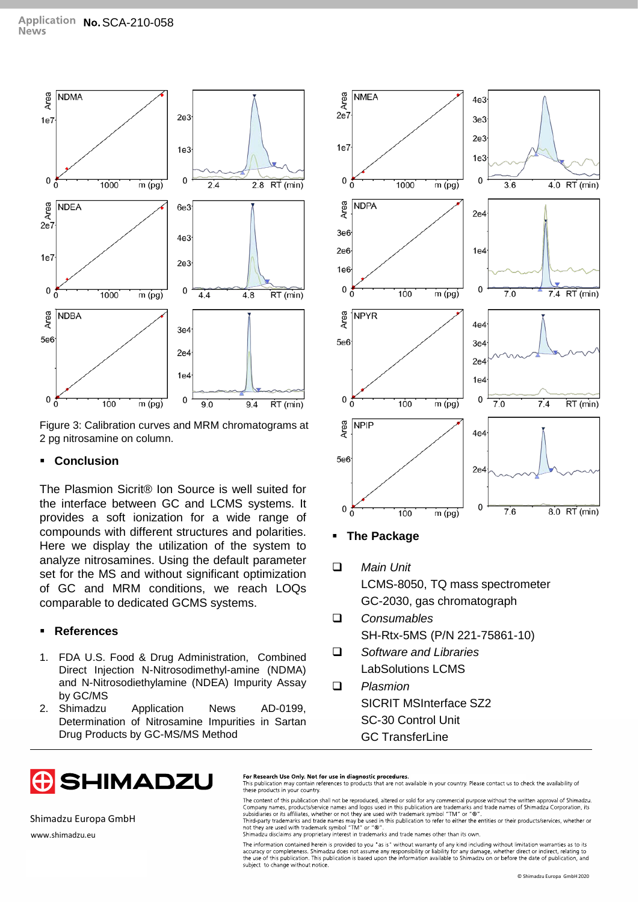NDMA
Area
1e7
0
0
1000
m (pg)

2e3
1e3
0
2.4
2.8
RT (min)

NMEA
Area
2e7
1e7
0
0
1000
m (pg)

4e3
3e3
2e3
1e3
0
3.6
4.0
RT (min)

NDEA
Area
2e7
1e7
0
0
1000
m (pg)

6e3
4e3
2e3
0
4.4
4.8
RT (min)

NDPA
Area
3e6
2e6
1e6
0
0
100
m (pg)

2e4
1e4
0
7.0
7.4
RT (min)

NDBA
Area
5e6
0
0
100
m (pg)

3e4
2e4
1e4
0
9.0
9.4
RT (min)

NPYR
Area
5e6
0
0
100
m (pg)

4e4
3e4
2e4
1e4
0
7.0
7.4
RT (min)

NPIP
Area
5e6
0
0
100
m (pg)

4e4
2e4
0
7.6
8.0
RT (min)

Figure 3: Calibration curves and MRM chromatograms at 2 pg nitrosamine on column.

## Conclusion

The Plasmion Sicrit® Ion Source is well suited for the interface between GC and LCMS systems. It provides a soft ionization for a wide range of compounds with different structures and polarities. Here we display the utilization of the system to analyze nitrosamines. Using the default parameter set for the MS and without significant optimization of GC and MRM conditions, we reach LOQs comparable to dedicated GCMS systems.

## References

1. FDA U.S. Food & Drug Administration, Combined Direct Injection N-Nitrosodimethyl-amine (NDMA) and N-Nitrosodiethylamine (NDEA) Impurity Assay by GC/MS
2. Shimadzu Application News AD-0199, Determination of Nitrosamine Impurities in Sartan Drug Products by GC-MS/MS Method

## The Package

- *Main Unit*
  LCMS-8050, TQ mass spectrometer
  GC-2030, gas chromatograph
- *Consumables*
  SH-Rtx-5MS (P/N 221-75861-10)
- *Software and Libraries*
  LabSolutions LCMS
- *Plasmion*
  SICRIT MSInterface SZ2
  SC-30 Control Unit
  GC TransferLine

SHIMADZU

Shimadzu Europa GmbH

www.shimadzu.eu

**For Research Use Only. Not for use in diagnostic procedures.**
This publication may contain references to products that are not available in your country. Please contact us to check the availability of these products in your country.

The content of this publication shall not be reproduced, altered or sold for any commercial purpose without the written approval of Shimadzu. Company names, products/service names and logos used in this publication are trademarks and trade names of Shimadzu Corporation, its subsidiaries or its affiliates, whether or not they are used with trademark symbol "TM" or "®".
Third-party trademarks and trade names may be used in this publication to refer to either the entities or their products/services, whether or not they are used with trademark symbol "TM" or "®".
Shimadzu disclaims any proprietary interest in trademarks and trade names other than its own.

The information contained herein is provided to you "as is" without warranty of any kind including without limitation warranties as to its accuracy or completeness. Shimadzu does not assume any responsibility or liability for any damage, whether direct or indirect, relating to the use of this publication. This publication is based upon the information available to Shimadzu on or before the date of publication, and subject to change without notice.

© Shimadzu Europa GmbH 2020